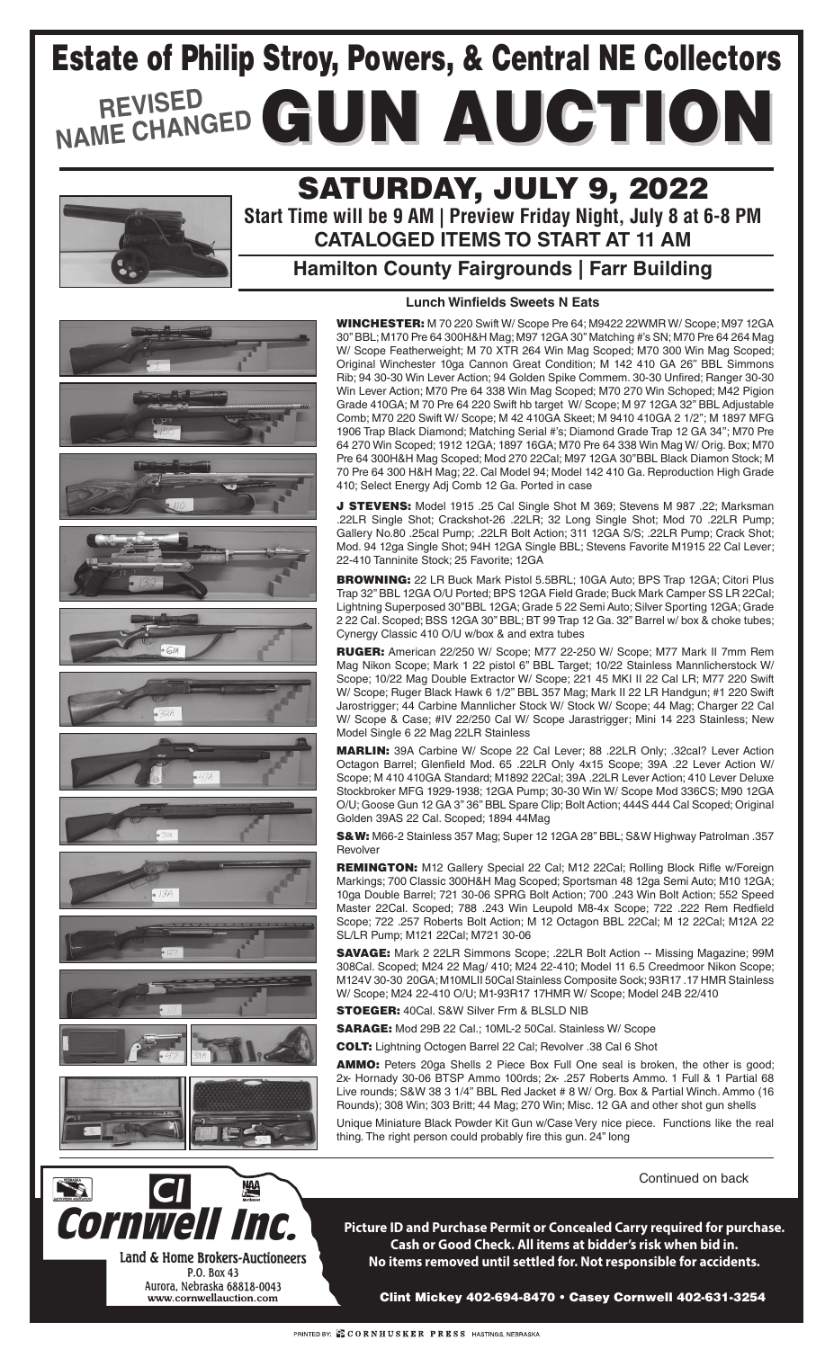# Estate of Philip Stroy, Powers, & Central NE Collectors

## REVISED NAME CHANGED GUN AUCTION

## SATURDAY, JULY 9, 2022

**Start Time will be 9 AM | Preview Friday Night, July 8 at 6-8 PM**

**CATALOGED ITEMS TO START AT 11 AM**

**Hamilton County Fairgrounds | Farr Building**

**Lunch Winfields Sweets N Eats**

**WINCHESTER:** M 70 220 Swift W/ Scope Pre 64; M9422 22WMR W/ Scope; M97 12GA 30" BBL; M170 Pre 64 300H&H Mag; M97 12GA 30" Matching #'s SN; M70 Pre 64 264 Mag W/ Scope Featherweight; M 70 XTR 264 Win Mag Scoped; M70 300 Win Mag Scoped; Original Winchester 10ga Cannon Great Condition; M 142 410 GA 26" BBL Simmons Rib; 94 30-30 Win Lever Action; 94 Golden Spike Commem. 30-30 Unfired; Ranger 30-30 Win Lever Action; M70 Pre 64 338 Win Mag Scoped; M70 270 Win Schoped; M42 Pigion Grade 410GA; M 70 Pre 64 220 Swift hb target W/ Scope; M 97 12GA 32" BBL Adjustable Comb; M70 220 Swift W/ Scope; M 42 410GA Skeet; M 9410 410GA 2 1/2"; M 1897 MFG 1906 Trap Black Diamond; Matching Serial #'s; Diamond Grade Trap 12 GA 34"; M70 Pre 64 270 Win Scoped; 1912 12GA; 1897 16GA; M70 Pre 64 338 Win Mag W/ Orig. Box; M70 Pre 64 300H&H Mag Scoped; Mod 270 22Cal; M97 12GA 30"BBL Black Diamon Stock; M 70 Pre 64 300 H&H Mag; 22. Cal Model 94; Model 142 410 Ga. Reproduction High Grade 410; Select Energy Adj Comb 12 Ga. Ported in case

**J STEVENS:** Model 1915 .25 Cal Single Shot M 369; Stevens M 987 .22; Marksman .22LR Single Shot; Crackshot-26 .22LR; 32 Long Single Shot; Mod 70 .22LR Pump; Gallery No.80 .25cal Pump; .22LR Bolt Action; 311 12GA S/S; .22LR Pump; Crack Shot; Mod. 94 12ga Single Shot; 94H 12GA Single BBL; Stevens Favorite M1915 22 Cal Lever; 22-410 Tanninite Stock; 25 Favorite; 12GA

**BROWNING:** 22 LR Buck Mark Pistol 5.5BRL; 10GA Auto; BPS Trap 12GA; Citori Plus Trap 32" BBL 12GA O/U Ported; BPS 12GA Field Grade; Buck Mark Camper SS LR 22Cal; Lightning Superposed 30"BBL 12GA; Grade 5 22 Semi Auto; Silver Sporting 12GA; Grade 2 22 Cal. Scoped; BSS 12GA 30" BBL; BT 99 Trap 12 Ga. 32" Barrel w/ box & choke tubes; Cynergy Classic 410 O/U w/box & and extra tubes

**RUGER:** American 22/250 W/ Scope; M77 22-250 W/ Scope; M77 Mark II 7mm Rem Mag Nikon Scope; Mark 1 22 pistol 6" BBL Target; 10/22 Stainless Mannlicherstock W/ Scope; 10/22 Mag Double Extractor W/ Scope; 221 45 MKI II 22 Cal LR; M77 220 Swift W/ Scope; Ruger Black Hawk 6 1/2" BBL 357 Mag; Mark II 22 LR Handgun; #1 220 Swift Jarostrigger; 44 Carbine Mannlicher Stock W/ Stock W/ Scope; 44 Mag; Charger 22 Cal W/ Scope & Case; #IV 22/250 Cal W/ Scope Jarastrigger; Mini 14 223 Stainless; New Model Single 6 22 Mag 22LR Stainless

**MARLIN:** 39A Carbine W/ Scope 22 Cal Lever; 88 .22LR Only; .32cal? Lever Action Octagon Barrel; Glenfield Mod. 65 .22LR Only 4x15 Scope; 39A .22 Lever Action W/ Scope; M 410 410GA Standard; M1892 22Cal; 39A .22LR Lever Action; 410 Lever Deluxe Stockbroker MFG 1929-1938; 12GA Pump; 30-30 Win W/ Scope Mod 336CS; M90 12GA O/U; Goose Gun 12 GA 3" 36" BBL Spare Clip; Bolt Action; 444S 444 Cal Scoped; Original Golden 39AS 22 Cal. Scoped; 1894 44Mag

**S&W:** M66-2 Stainless 357 Mag; Super 12 12GA 28" BBL; S&W Highway Patrolman .357 Revolver

**REMINGTON:** M12 Gallery Special 22 Cal; M12 22Cal; Rolling Block Rifle w/Foreign Markings; 700 Classic 300H&H Mag Scoped; Sportsman 48 12ga Semi Auto; M10 12GA; 10ga Double Barrel; 721 30-06 SPRG Bolt Action; 700 .243 Win Bolt Action; 552 Speed Master 22Cal. Scoped; 788 .243 Win Leupold M8-4x Scope; 722 .222 Rem Redfield Scope; 722 .257 Roberts Bolt Action; M 12 Octagon BBL 22Cal; M 12 22Cal; M12A 22 SL/LR Pump; M121 22Cal; M721 30-06

**SAVAGE:** Mark 2 22LR Simmons Scope; .22LR Bolt Action -- Missing Magazine; 99M 308Cal. Scoped; M24 22 Mag/ 410; M24 22-410; Model 11 6.5 Creedmoor Nikon Scope; M124V 30-30 20GA; M10MLII 50Cal Stainless Composite Sock; 93R17 .17 HMR Stainless W/ Scope; M24 22-410 O/U; M1-93R17 17HMR W/ Scope; Model 24B 22/410

**STOEGER:** 40Cal. S&W Silver Frm & BLSLD NIB

**SARAGE:** Mod 29B 22 Cal.; 10ML-2 50Cal. Stainless W/ Scope

**COLT:** Lightning Octogen Barrel 22 Cal; Revolver .38 Cal 6 Shot

**AMMO:** Peters 20ga Shells 2 Piece Box Full One seal is broken, the other is good; 2x- Hornady 30-06 BTSP Ammo 100rds; 2x- .257 Roberts Ammo. 1 Full & 1 Partial 68 Live rounds; S&W 38 3 1/4" BBL Red Jacket # 8 W/ Org. Box & Partial Winch. Ammo (16 Rounds); 308 Win; 303 Britt; 44 Mag; 270 Win; Misc. 12 GA and other shot gun shells

Unique Miniature Black Powder Kit Gun w/Case Very nice piece. Functions like the real thing. The right person could probably fire this gun. 24" long

Continued on back

**Cornwell Inc.**
Land & Home Brokers-Auctioneers
P.O. Box 43
Aurora, Nebraska 68818-0043
www.cornwellauction.com

**Picture ID and Purchase Permit or Concealed Carry required for purchase. Cash or Good Check. All items at bidder's risk when bid in. No items removed until settled for. Not responsible for accidents.**

**Clint Mickey 402-694-8470 • Casey Cornwell 402-631-3254**

PRINTED BY: CORNHUSKER PRESS HASTINGS, NEBRASKA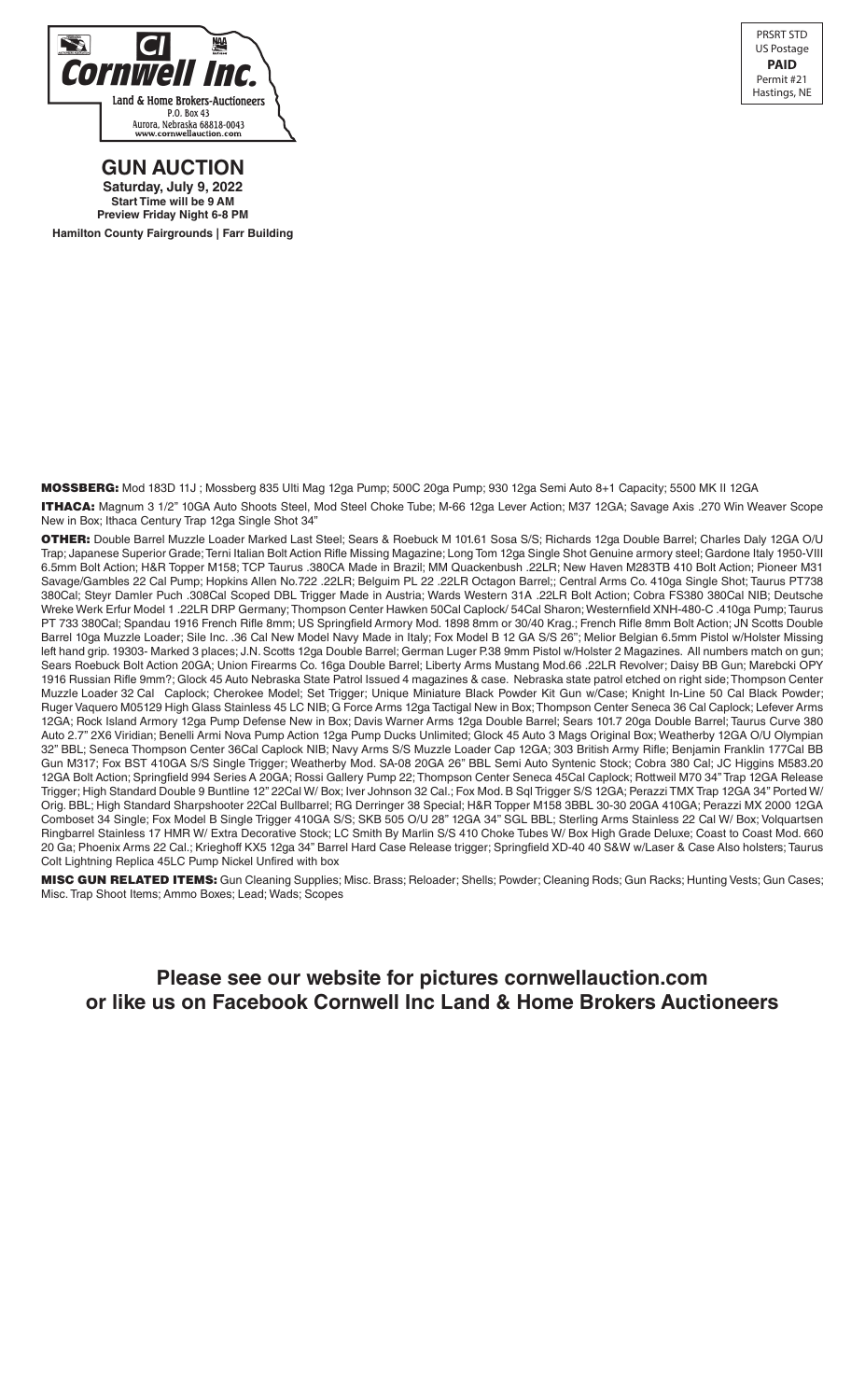Cornwell Inc.

Land & Home Brokers-Auctioneers
P.O. Box 43
Aurora, Nebraska 68818-0043
www.cornwellauction.com

PRSRT STD
US Postage
**PAID**
Permit #21
Hastings, NE

## GUN AUCTION

**Saturday, July 9, 2022**
**Start Time will be 9 AM**
**Preview Friday Night 6-8 PM**
**Hamilton County Fairgrounds | Farr Building**

**MOSSBERG:** Mod 183D 11J ; Mossberg 835 Ulti Mag 12ga Pump; 500C 20ga Pump; 930 12ga Semi Auto 8+1 Capacity; 5500 MK II 12GA

**ITHACA:** Magnum 3 1/2" 10GA Auto Shoots Steel, Mod Steel Choke Tube; M-66 12ga Lever Action; M37 12GA; Savage Axis .270 Win Weaver Scope New in Box; Ithaca Century Trap 12ga Single Shot 34"

**OTHER:** Double Barrel Muzzle Loader Marked Last Steel; Sears & Roebuck M 101.61 Sosa S/S; Richards 12ga Double Barrel; Charles Daly 12GA O/U Trap; Japanese Superior Grade; Terni Italian Bolt Action Rifle Missing Magazine; Long Tom 12ga Single Shot Genuine armory steel; Gardone Italy 1950-VIII 6.5mm Bolt Action; H&R Topper M158; TCP Taurus .380CA Made in Brazil; MM Quackenbush .22LR; New Haven M283TB 410 Bolt Action; Pioneer M31 Savage/Gambles 22 Cal Pump; Hopkins Allen No.722 .22LR; Belguim PL 22 .22LR Octagon Barrel;; Central Arms Co. 410ga Single Shot; Taurus PT738 380Cal; Steyr Damler Puch .308Cal Scoped DBL Trigger Made in Austria; Wards Western 31A .22LR Bolt Action; Cobra FS380 380Cal NIB; Deutsche Wreke Werk Erfur Model 1 .22LR DRP Germany; Thompson Center Hawken 50Cal Caplock/ 54Cal Sharon; Westernfield XNH-480-C .410ga Pump; Taurus PT 733 380Cal; Spandau 1916 French Rifle 8mm; US Springfield Armory Mod. 1898 8mm or 30/40 Krag.; French Rifle 8mm Bolt Action; JN Scotts Double Barrel 10ga Muzzle Loader; Sile Inc. .36 Cal New Model Navy Made in Italy; Fox Model B 12 GA S/S 26"; Melior Belgian 6.5mm Pistol w/Holster Missing left hand grip. 19303- Marked 3 places; J.N. Scotts 12ga Double Barrel; German Luger P.38 9mm Pistol w/Holster 2 Magazines. All numbers match on gun; Sears Roebuck Bolt Action 20GA; Union Firearms Co. 16ga Double Barrel; Liberty Arms Mustang Mod.66 .22LR Revolver; Daisy BB Gun; Marebcki OPY 1916 Russian Rifle 9mm?; Glock 45 Auto Nebraska State Patrol Issued 4 magazines & case. Nebraska state patrol etched on right side; Thompson Center Muzzle Loader 32 Cal Caplock; Cherokee Model; Set Trigger; Unique Miniature Black Powder Kit Gun w/Case; Knight In-Line 50 Cal Black Powder; Ruger Vaquero M05129 High Glass Stainless 45 LC NIB; G Force Arms 12ga Tactigal New in Box; Thompson Center Seneca 36 Cal Caplock; Lefever Arms 12GA; Rock Island Armory 12ga Pump Defense New in Box; Davis Warner Arms 12ga Double Barrel; Sears 101.7 20ga Double Barrel; Taurus Curve 380 Auto 2.7" 2X6 Viridian; Benelli Armi Nova Pump Action 12ga Pump Ducks Unlimited; Glock 45 Auto 3 Mags Original Box; Weatherby 12GA O/U Olympian 32" BBL; Seneca Thompson Center 36Cal Caplock NIB; Navy Arms S/S Muzzle Loader Cap 12GA; 303 British Army Rifle; Benjamin Franklin 177Cal BB Gun M317; Fox BST 410GA S/S Single Trigger; Weatherby Mod. SA-08 20GA 26" BBL Semi Auto Syntenic Stock; Cobra 380 Cal; JC Higgins M583.20 12GA Bolt Action; Springfield 994 Series A 20GA; Rossi Gallery Pump 22; Thompson Center Seneca 45Cal Caplock; Rottweil M70 34" Trap 12GA Release Trigger; High Standard Double 9 Buntline 12" 22Cal W/ Box; Iver Johnson 32 Cal.; Fox Mod. B Sql Trigger S/S 12GA; Perazzi TMX Trap 12GA 34" Ported W/ Orig. BBL; High Standard Sharpshooter 22Cal Bullbarrel; RG Derringer 38 Special; H&R Topper M158 3BBL 30-30 20GA 410GA; Perazzi MX 2000 12GA Comboset 34 Single; Fox Model B Single Trigger 410GA S/S; SKB 505 O/U 28" 12GA 34" SGL BBL; Sterling Arms Stainless 22 Cal W/ Box; Volquartsen Ringbarrel Stainless 17 HMR W/ Extra Decorative Stock; LC Smith By Marlin S/S 410 Choke Tubes W/ Box High Grade Deluxe; Coast to Coast Mod. 660 20 Ga; Phoenix Arms 22 Cal.; Krieghoff KX5 12ga 34" Barrel Hard Case Release trigger; Springfield XD-40 40 S&W w/Laser & Case Also holsters; Taurus Colt Lightning Replica 45LC Pump Nickel Unfired with box

**MISC GUN RELATED ITEMS:** Gun Cleaning Supplies; Misc. Brass; Reloader; Shells; Powder; Cleaning Rods; Gun Racks; Hunting Vests; Gun Cases; Misc. Trap Shoot Items; Ammo Boxes; Lead; Wads; Scopes

**Please see our website for pictures cornwellauction.com or like us on Facebook Cornwell Inc Land & Home Brokers Auctioneers**